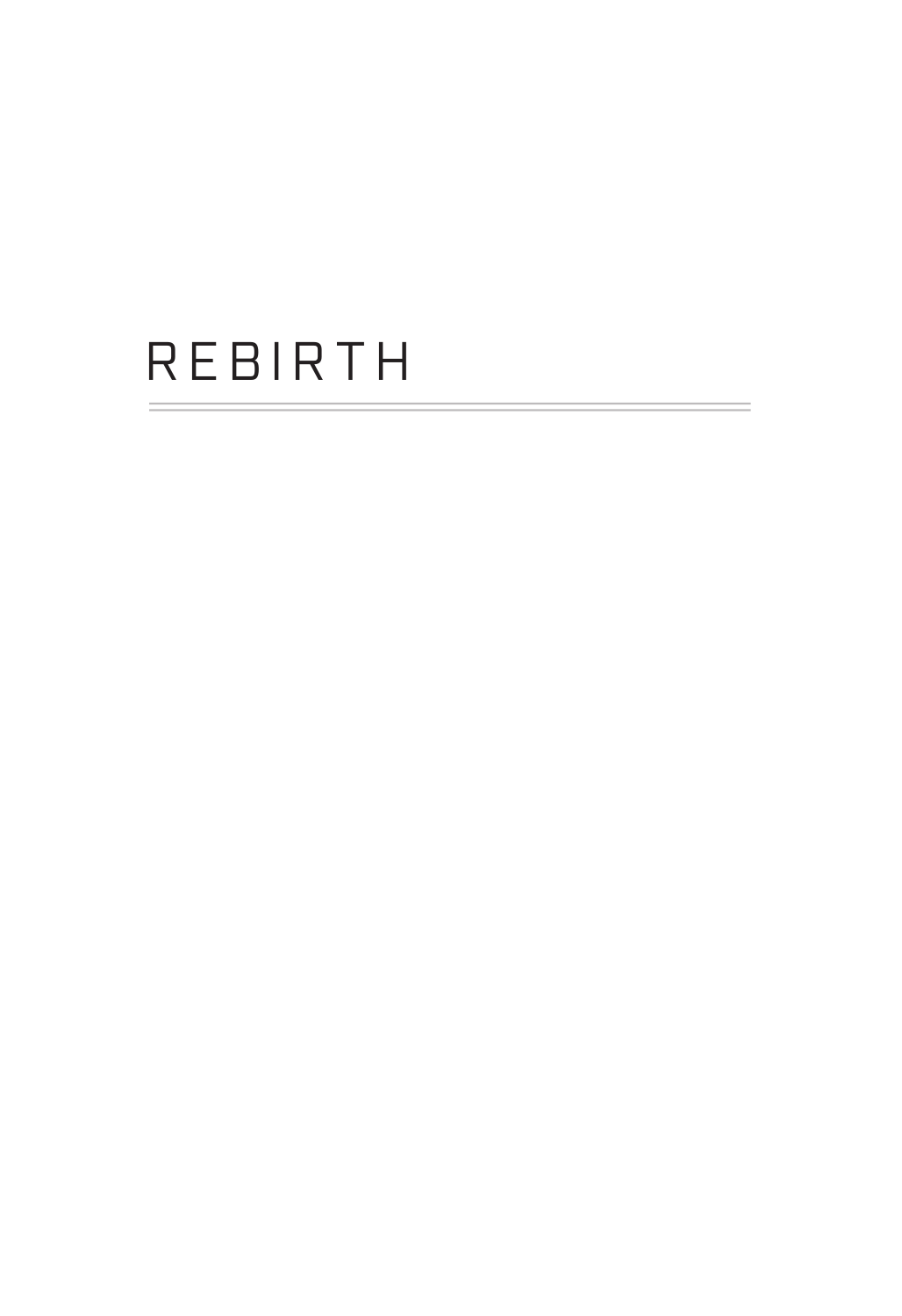# REBIRTH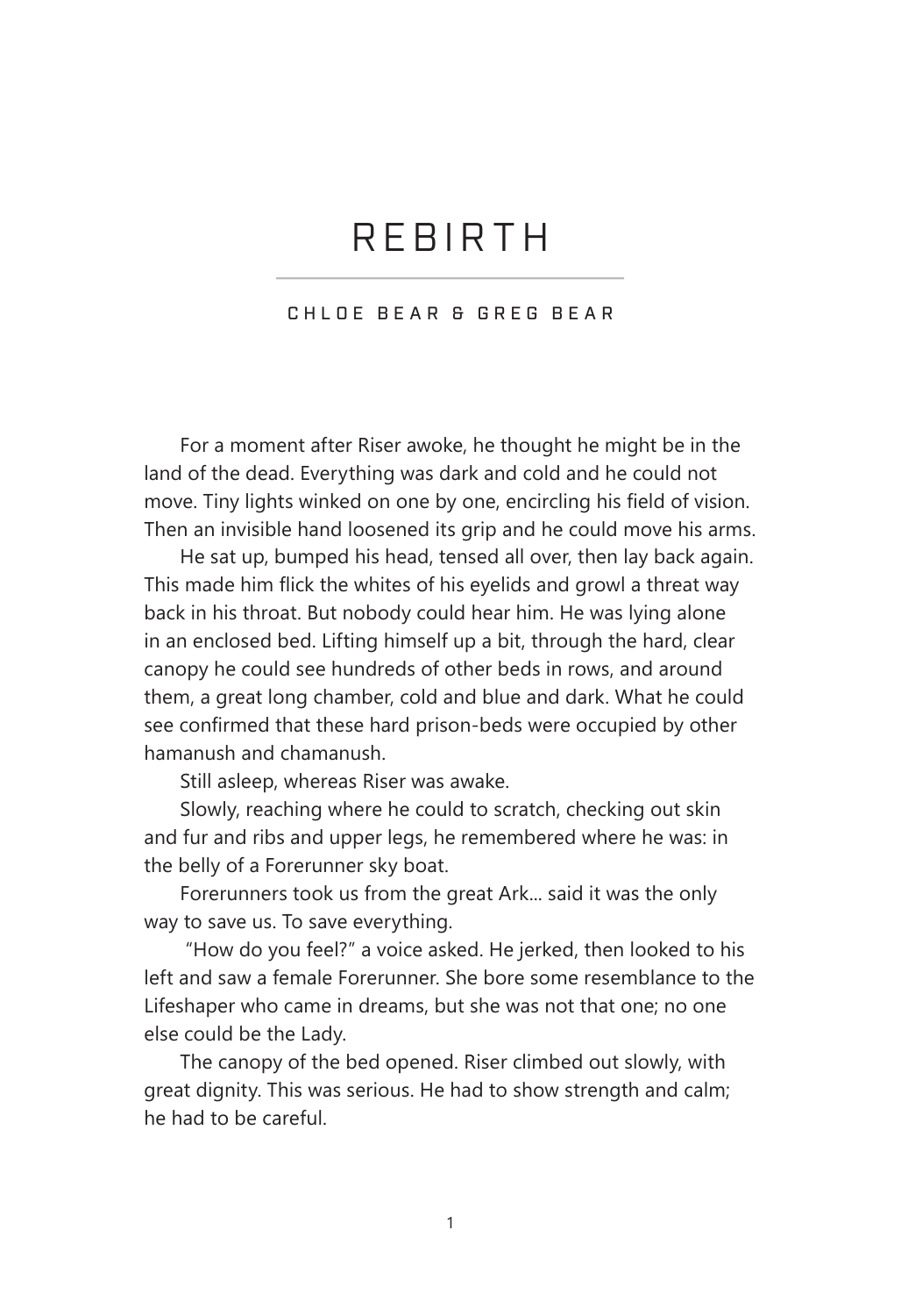# REBIRTH

CHLOE BEAR & GREG BEAR

For a moment after Riser awoke, he thought he might be in the land of the dead. Everything was dark and cold and he could not move. Tiny lights winked on one by one, encircling his field of vision. Then an invisible hand loosened its grip and he could move his arms.

He sat up, bumped his head, tensed all over, then lay back again. This made him flick the whites of his eyelids and growl a threat way back in his throat. But nobody could hear him. He was lying alone in an enclosed bed. Lifting himself up a bit, through the hard, clear canopy he could see hundreds of other beds in rows, and around them, a great long chamber, cold and blue and dark. What he could see confirmed that these hard prison-beds were occupied by other hamanush and chamanush.

Still asleep, whereas Riser was awake.

Slowly, reaching where he could to scratch, checking out skin and fur and ribs and upper legs, he remembered where he was: in the belly of a Forerunner sky boat.

Forerunners took us from the great Ark... said it was the only way to save us. To save everything.

"How do you feel?" a voice asked. He jerked, then looked to his left and saw a female Forerunner. She bore some resemblance to the Lifeshaper who came in dreams, but she was not that one; no one else could be the Lady.

The canopy of the bed opened. Riser climbed out slowly, with great dignity. This was serious. He had to show strength and calm; he had to be careful.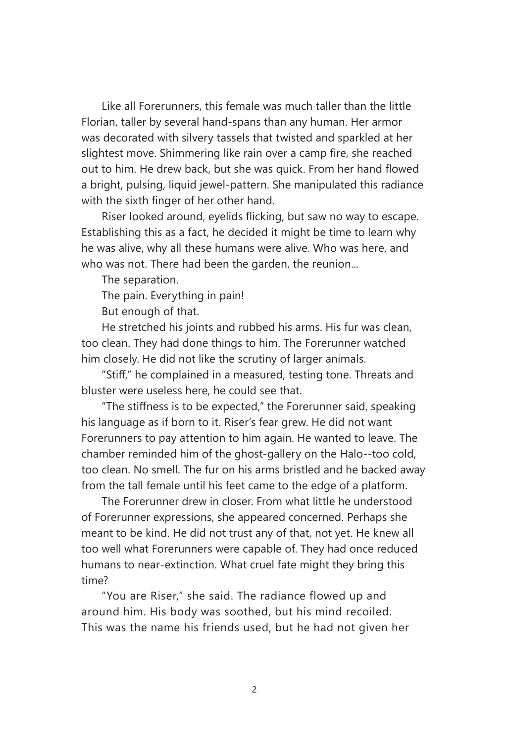Like all Forerunners, this female was much taller than the little Florian, taller by several hand-spans than any human. Her armor was decorated with silvery tassels that twisted and sparkled at her slightest move. Shimmering like rain over a camp fire, she reached out to him. He drew back, but she was quick. From her hand flowed a bright, pulsing, liquid jewel-pattern. She manipulated this radiance with the sixth finger of her other hand.

Riser looked around, eyelids flicking, but saw no way to escape. Establishing this as a fact, he decided it might be time to learn why he was alive, why all these humans were alive. Who was here, and who was not. There had been the garden, the reunion...

The separation.

The pain. Everything in pain!

But enough of that.

He stretched his joints and rubbed his arms. His fur was clean, too clean. They had done things to him. The Forerunner watched him closely. He did not like the scrutiny of larger animals.

"Stiff," he complained in a measured, testing tone. Threats and bluster were useless here, he could see that.

"The stiffness is to be expected," the Forerunner said, speaking his language as if born to it. Riser's fear grew. He did not want Forerunners to pay attention to him again. He wanted to leave. The chamber reminded him of the ghost-gallery on the Halo--too cold, too clean. No smell. The fur on his arms bristled and he backed away from the tall female until his feet came to the edge of a platform.

The Forerunner drew in closer. From what little he understood of Forerunner expressions, she appeared concerned. Perhaps she meant to be kind. He did not trust any of that, not yet. He knew all too well what Forerunners were capable of. They had once reduced humans to near-extinction. What cruel fate might they bring this time?

"You are Riser," she said. The radiance flowed up and around him. His body was soothed, but his mind recoiled. This was the name his friends used, but he had not given her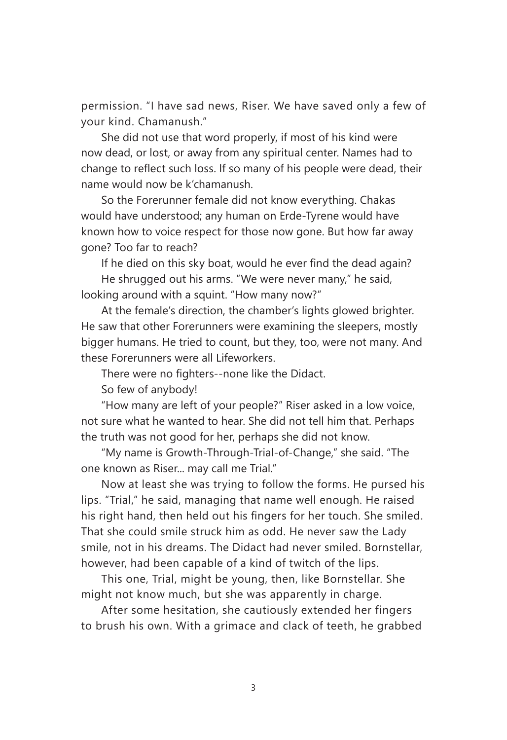permission. "I have sad news, Riser. We have saved only a few of your kind. Chamanush."

She did not use that word properly, if most of his kind were now dead, or lost, or away from any spiritual center. Names had to change to reflect such loss. If so many of his people were dead, their name would now be k'chamanush.

So the Forerunner female did not know everything. Chakas would have understood; any human on Erde-Tyrene would have known how to voice respect for those now gone. But how far away gone? Too far to reach?

If he died on this sky boat, would he ever find the dead again?

He shrugged out his arms. "We were never many," he said, looking around with a squint. "How many now?"

At the female's direction, the chamber's lights glowed brighter. He saw that other Forerunners were examining the sleepers, mostly bigger humans. He tried to count, but they, too, were not many. And these Forerunners were all Lifeworkers.

There were no fighters--none like the Didact.

So few of anybody!

"How many are left of your people?" Riser asked in a low voice, not sure what he wanted to hear. She did not tell him that. Perhaps the truth was not good for her, perhaps she did not know.

"My name is Growth-Through-Trial-of-Change," she said. "The one known as Riser... may call me Trial."

Now at least she was trying to follow the forms. He pursed his lips. "Trial," he said, managing that name well enough. He raised his right hand, then held out his fingers for her touch. She smiled. That she could smile struck him as odd. He never saw the Lady smile, not in his dreams. The Didact had never smiled. Bornstellar, however, had been capable of a kind of twitch of the lips.

This one, Trial, might be young, then, like Bornstellar. She might not know much, but she was apparently in charge.

After some hesitation, she cautiously extended her fingers to brush his own. With a grimace and clack of teeth, he grabbed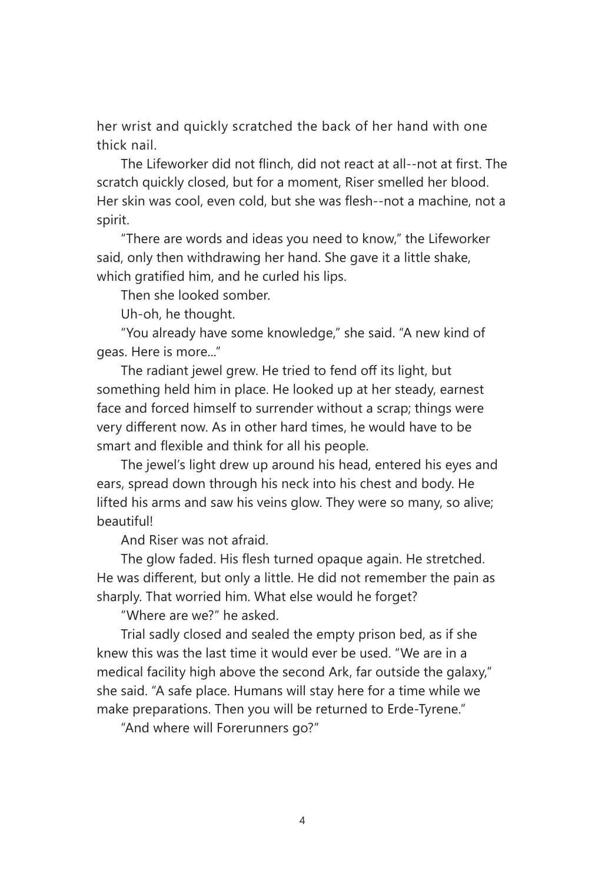her wrist and quickly scratched the back of her hand with one thick nail.

The Lifeworker did not flinch, did not react at all--not at first. The scratch quickly closed, but for a moment, Riser smelled her blood. Her skin was cool, even cold, but she was flesh--not a machine, not a spirit.

"There are words and ideas you need to know," the Lifeworker said, only then withdrawing her hand. She gave it a little shake, which gratified him, and he curled his lips.

Then she looked somber.

Uh-oh, he thought.

"You already have some knowledge," she said. "A new kind of geas. Here is more..."

The radiant jewel grew. He tried to fend off its light, but something held him in place. He looked up at her steady, earnest face and forced himself to surrender without a scrap; things were very different now. As in other hard times, he would have to be smart and flexible and think for all his people.

The jewel's light drew up around his head, entered his eyes and ears, spread down through his neck into his chest and body. He lifted his arms and saw his veins glow. They were so many, so alive; beautiful!

And Riser was not afraid.

The glow faded. His flesh turned opaque again. He stretched. He was different, but only a little. He did not remember the pain as sharply. That worried him. What else would he forget?

"Where are we?" he asked.

Trial sadly closed and sealed the empty prison bed, as if she knew this was the last time it would ever be used. "We are in a medical facility high above the second Ark, far outside the galaxy," she said. "A safe place. Humans will stay here for a time while we make preparations. Then you will be returned to Erde-Tyrene."

"And where will Forerunners go?"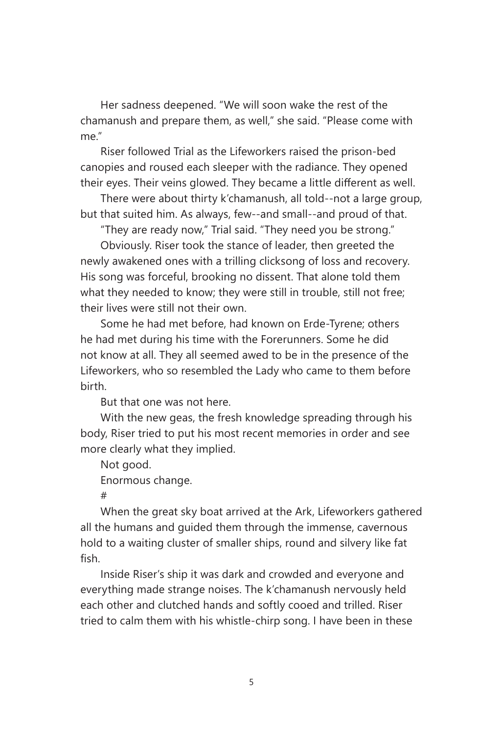Her sadness deepened. "We will soon wake the rest of the chamanush and prepare them, as well," she said. "Please come with me."

Riser followed Trial as the Lifeworkers raised the prison-bed canopies and roused each sleeper with the radiance. They opened their eyes. Their veins glowed. They became a little different as well.

There were about thirty k'chamanush, all told--not a large group, but that suited him. As always, few--and small--and proud of that.

"They are ready now," Trial said. "They need you be strong."

Obviously. Riser took the stance of leader, then greeted the newly awakened ones with a trilling clicksong of loss and recovery. His song was forceful, brooking no dissent. That alone told them what they needed to know; they were still in trouble, still not free; their lives were still not their own.

Some he had met before, had known on Erde-Tyrene; others he had met during his time with the Forerunners. Some he did not know at all. They all seemed awed to be in the presence of the Lifeworkers, who so resembled the Lady who came to them before birth.

But that one was not here.

With the new geas, the fresh knowledge spreading through his body, Riser tried to put his most recent memories in order and see more clearly what they implied.

Not good.

Enormous change.

#

When the great sky boat arrived at the Ark, Lifeworkers gathered all the humans and guided them through the immense, cavernous hold to a waiting cluster of smaller ships, round and silvery like fat fish.

Inside Riser's ship it was dark and crowded and everyone and everything made strange noises. The k'chamanush nervously held each other and clutched hands and softly cooed and trilled. Riser tried to calm them with his whistle-chirp song. I have been in these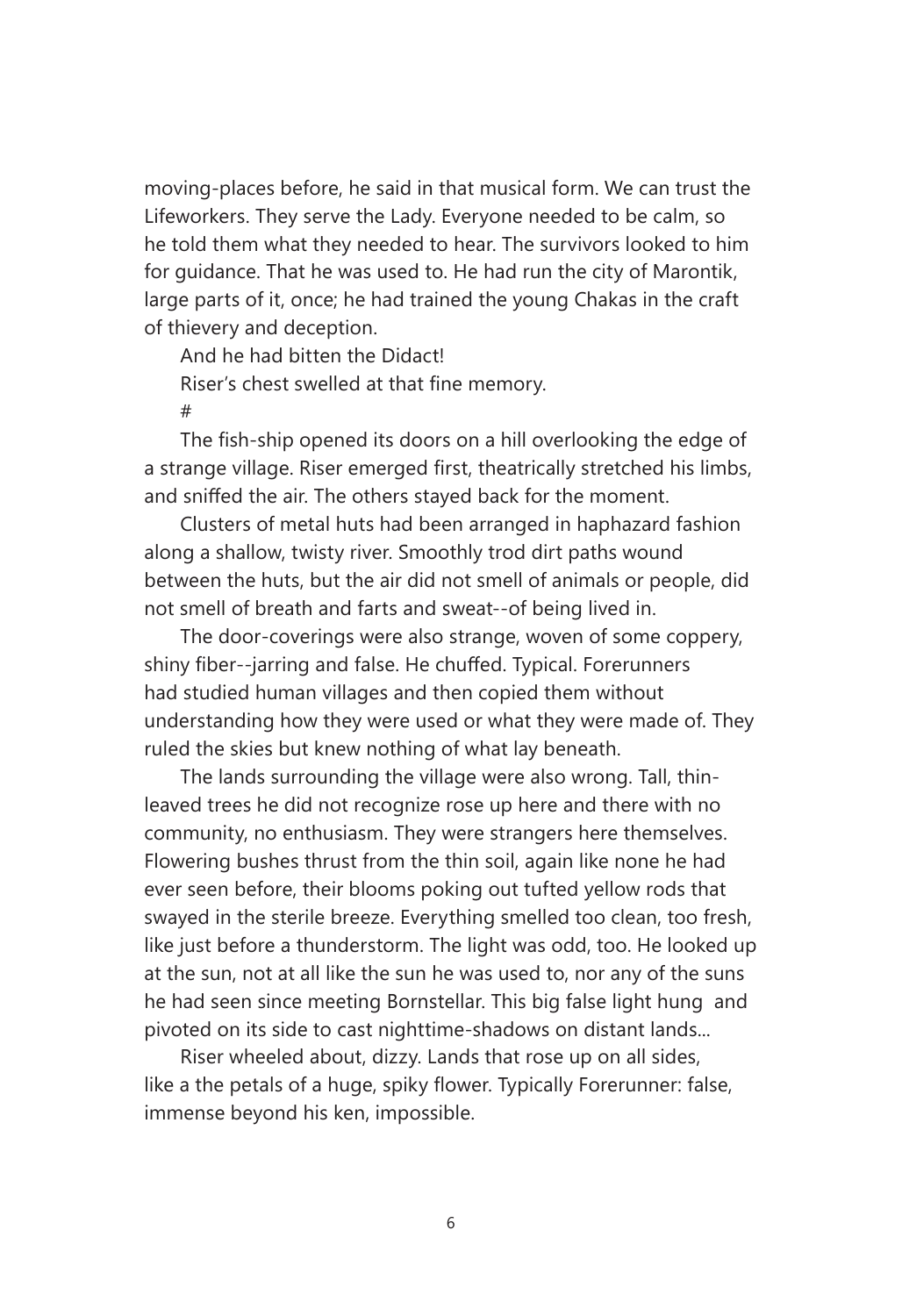moving-places before, he said in that musical form. We can trust the Lifeworkers. They serve the Lady. Everyone needed to be calm, so he told them what they needed to hear. The survivors looked to him for guidance. That he was used to. He had run the city of Marontik, large parts of it, once; he had trained the young Chakas in the craft of thievery and deception.

And he had bitten the Didact!

Riser's chest swelled at that fine memory.

#

The fish-ship opened its doors on a hill overlooking the edge of a strange village. Riser emerged first, theatrically stretched his limbs, and sniffed the air. The others stayed back for the moment.

Clusters of metal huts had been arranged in haphazard fashion along a shallow, twisty river. Smoothly trod dirt paths wound between the huts, but the air did not smell of animals or people, did not smell of breath and farts and sweat--of being lived in.

The door-coverings were also strange, woven of some coppery, shiny fiber--jarring and false. He chuffed. Typical. Forerunners had studied human villages and then copied them without understanding how they were used or what they were made of. They ruled the skies but knew nothing of what lay beneath.

The lands surrounding the village were also wrong. Tall, thin-leaved trees he did not recognize rose up here and there with no community, no enthusiasm. They were strangers here themselves. Flowering bushes thrust from the thin soil, again like none he had ever seen before, their blooms poking out tufted yellow rods that swayed in the sterile breeze. Everything smelled too clean, too fresh, like just before a thunderstorm. The light was odd, too. He looked up at the sun, not at all like the sun he was used to, nor any of the suns he had seen since meeting Bornstellar. This big false light hung and pivoted on its side to cast nighttime-shadows on distant lands...

Riser wheeled about, dizzy. Lands that rose up on all sides, like a the petals of a huge, spiky flower. Typically Forerunner: false, immense beyond his ken, impossible.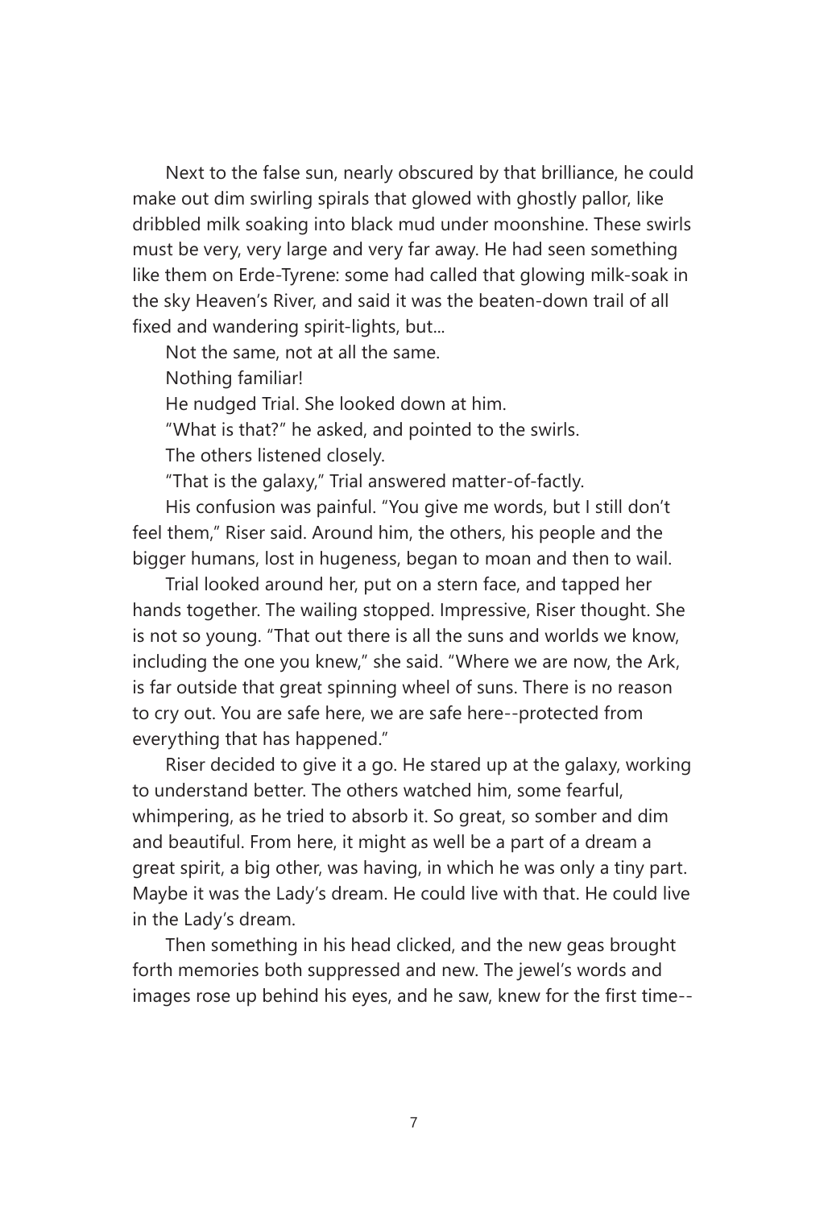Next to the false sun, nearly obscured by that brilliance, he could make out dim swirling spirals that glowed with ghostly pallor, like dribbled milk soaking into black mud under moonshine. These swirls must be very, very large and very far away. He had seen something like them on Erde-Tyrene: some had called that glowing milk-soak in the sky Heaven's River, and said it was the beaten-down trail of all fixed and wandering spirit-lights, but...

Not the same, not at all the same.

Nothing familiar!

He nudged Trial. She looked down at him.

"What is that?" he asked, and pointed to the swirls.

The others listened closely.

"That is the galaxy," Trial answered matter-of-factly.

His confusion was painful. "You give me words, but I still don't feel them," Riser said. Around him, the others, his people and the bigger humans, lost in hugeness, began to moan and then to wail.

Trial looked around her, put on a stern face, and tapped her hands together. The wailing stopped. Impressive, Riser thought. She is not so young. "That out there is all the suns and worlds we know, including the one you knew," she said. "Where we are now, the Ark, is far outside that great spinning wheel of suns. There is no reason to cry out. You are safe here, we are safe here--protected from everything that has happened."

Riser decided to give it a go. He stared up at the galaxy, working to understand better. The others watched him, some fearful, whimpering, as he tried to absorb it. So great, so somber and dim and beautiful. From here, it might as well be a part of a dream a great spirit, a big other, was having, in which he was only a tiny part. Maybe it was the Lady's dream. He could live with that. He could live in the Lady's dream.

Then something in his head clicked, and the new geas brought forth memories both suppressed and new. The jewel's words and images rose up behind his eyes, and he saw, knew for the first time--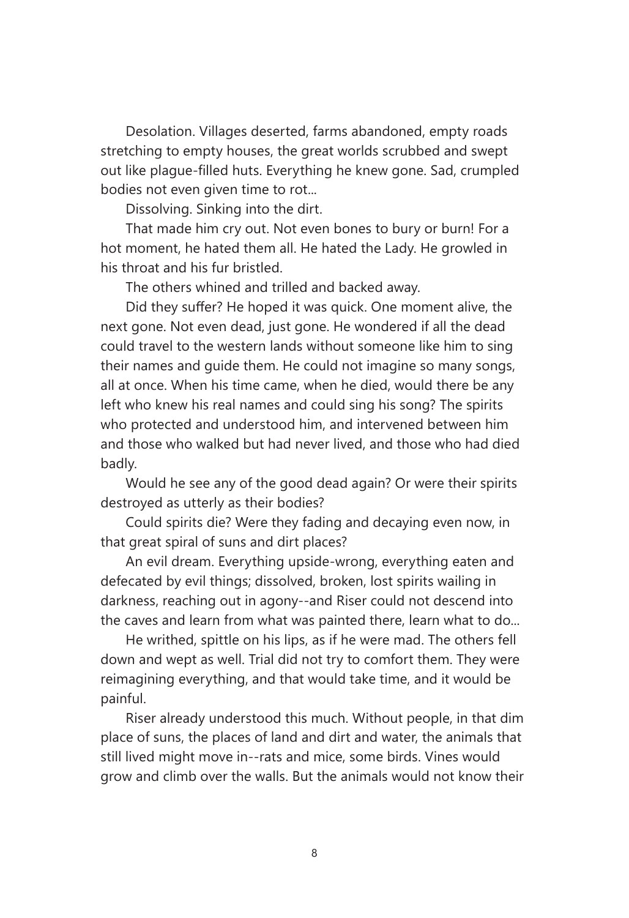Desolation. Villages deserted, farms abandoned, empty roads stretching to empty houses, the great worlds scrubbed and swept out like plague-filled huts. Everything he knew gone. Sad, crumpled bodies not even given time to rot...

Dissolving. Sinking into the dirt.

That made him cry out. Not even bones to bury or burn! For a hot moment, he hated them all. He hated the Lady. He growled in his throat and his fur bristled.

The others whined and trilled and backed away.

Did they suffer? He hoped it was quick. One moment alive, the next gone. Not even dead, just gone. He wondered if all the dead could travel to the western lands without someone like him to sing their names and guide them. He could not imagine so many songs, all at once. When his time came, when he died, would there be any left who knew his real names and could sing his song? The spirits who protected and understood him, and intervened between him and those who walked but had never lived, and those who had died badly.

Would he see any of the good dead again? Or were their spirits destroyed as utterly as their bodies?

Could spirits die? Were they fading and decaying even now, in that great spiral of suns and dirt places?

An evil dream. Everything upside-wrong, everything eaten and defecated by evil things; dissolved, broken, lost spirits wailing in darkness, reaching out in agony--and Riser could not descend into the caves and learn from what was painted there, learn what to do...

He writhed, spittle on his lips, as if he were mad. The others fell down and wept as well. Trial did not try to comfort them. They were reimagining everything, and that would take time, and it would be painful.

Riser already understood this much. Without people, in that dim place of suns, the places of land and dirt and water, the animals that still lived might move in--rats and mice, some birds. Vines would grow and climb over the walls. But the animals would not know their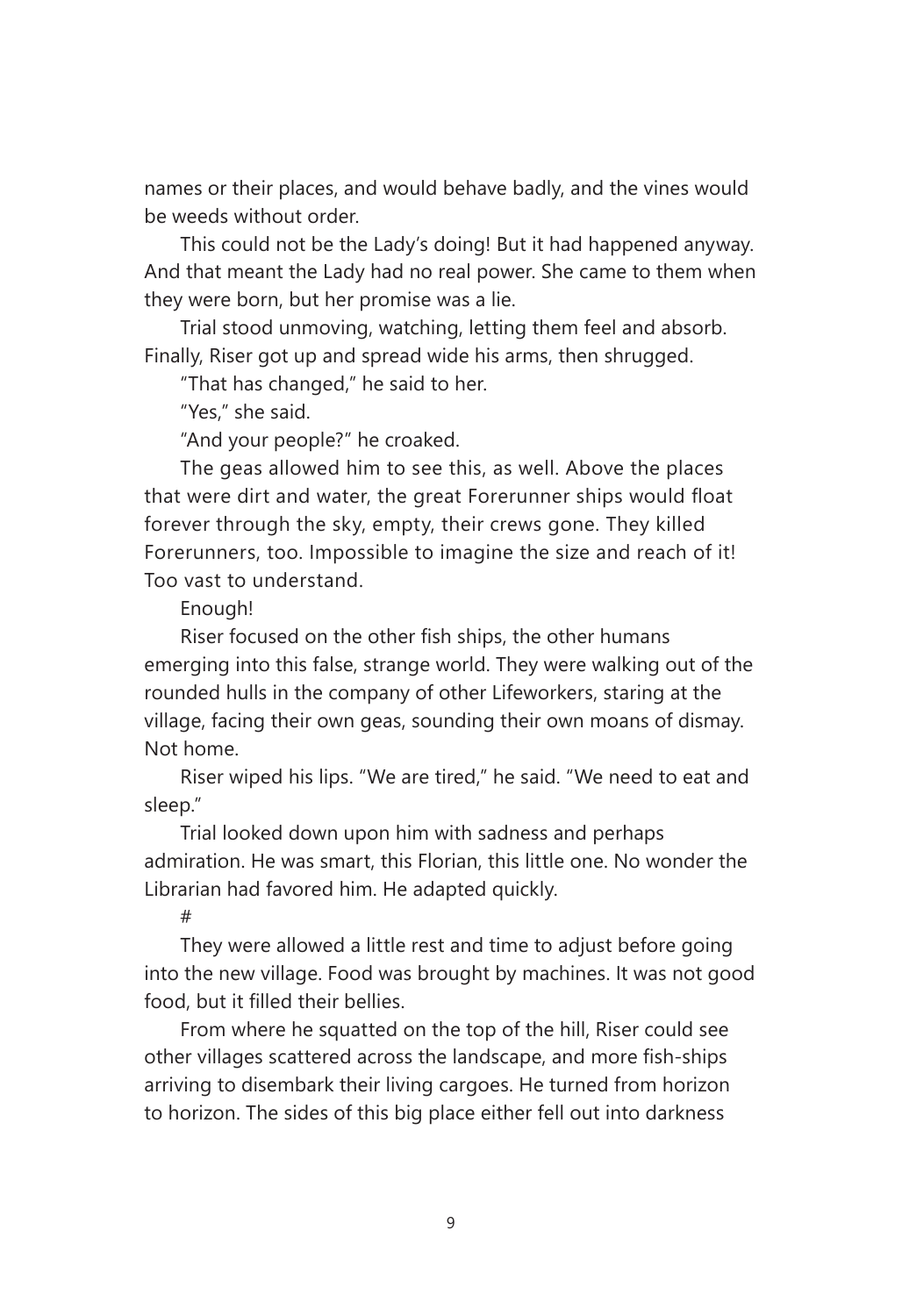names or their places, and would behave badly, and the vines would be weeds without order.

This could not be the Lady's doing! But it had happened anyway. And that meant the Lady had no real power. She came to them when they were born, but her promise was a lie.

Trial stood unmoving, watching, letting them feel and absorb. Finally, Riser got up and spread wide his arms, then shrugged.

"That has changed," he said to her.

"Yes," she said.

"And your people?" he croaked.

The geas allowed him to see this, as well. Above the places that were dirt and water, the great Forerunner ships would float forever through the sky, empty, their crews gone. They killed Forerunners, too. Impossible to imagine the size and reach of it! Too vast to understand.

Enough!

Riser focused on the other fish ships, the other humans emerging into this false, strange world. They were walking out of the rounded hulls in the company of other Lifeworkers, staring at the village, facing their own geas, sounding their own moans of dismay. Not home.

Riser wiped his lips. "We are tired," he said. "We need to eat and sleep."

Trial looked down upon him with sadness and perhaps admiration. He was smart, this Florian, this little one. No wonder the Librarian had favored him. He adapted quickly.

#

They were allowed a little rest and time to adjust before going into the new village. Food was brought by machines. It was not good food, but it filled their bellies.

From where he squatted on the top of the hill, Riser could see other villages scattered across the landscape, and more fish-ships arriving to disembark their living cargoes. He turned from horizon to horizon. The sides of this big place either fell out into darkness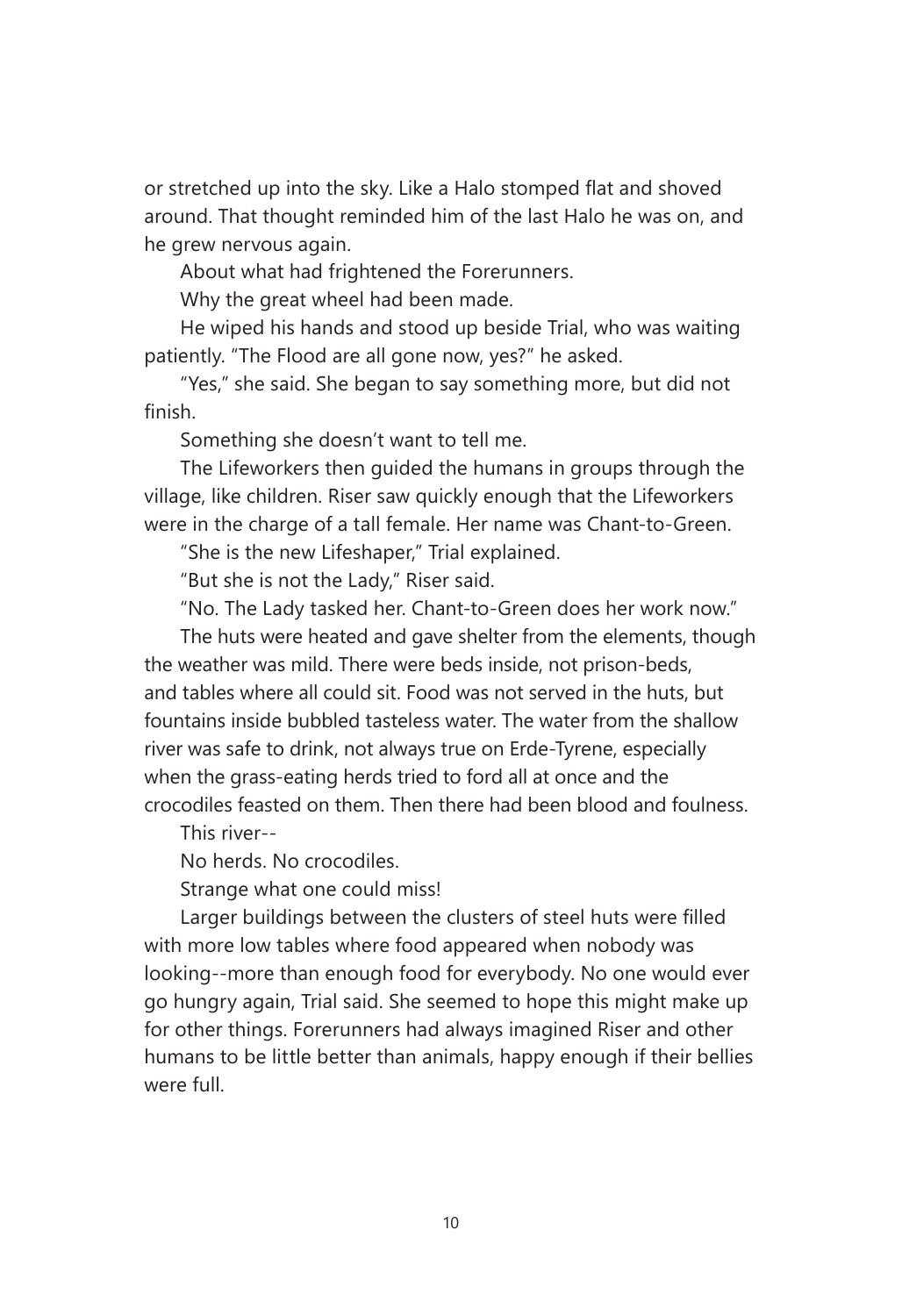or stretched up into the sky. Like a Halo stomped flat and shoved around. That thought reminded him of the last Halo he was on, and he grew nervous again.

About what had frightened the Forerunners.

Why the great wheel had been made.

He wiped his hands and stood up beside Trial, who was waiting patiently. "The Flood are all gone now, yes?" he asked.

"Yes," she said. She began to say something more, but did not finish.

Something she doesn't want to tell me.

The Lifeworkers then guided the humans in groups through the village, like children. Riser saw quickly enough that the Lifeworkers were in the charge of a tall female. Her name was Chant-to-Green.

"She is the new Lifeshaper," Trial explained.

"But she is not the Lady," Riser said.

"No. The Lady tasked her. Chant-to-Green does her work now."

The huts were heated and gave shelter from the elements, though the weather was mild. There were beds inside, not prison-beds, and tables where all could sit. Food was not served in the huts, but fountains inside bubbled tasteless water. The water from the shallow river was safe to drink, not always true on Erde-Tyrene, especially when the grass-eating herds tried to ford all at once and the crocodiles feasted on them. Then there had been blood and foulness.

This river--

No herds. No crocodiles.

Strange what one could miss!

Larger buildings between the clusters of steel huts were filled with more low tables where food appeared when nobody was looking--more than enough food for everybody. No one would ever go hungry again, Trial said. She seemed to hope this might make up for other things. Forerunners had always imagined Riser and other humans to be little better than animals, happy enough if their bellies were full.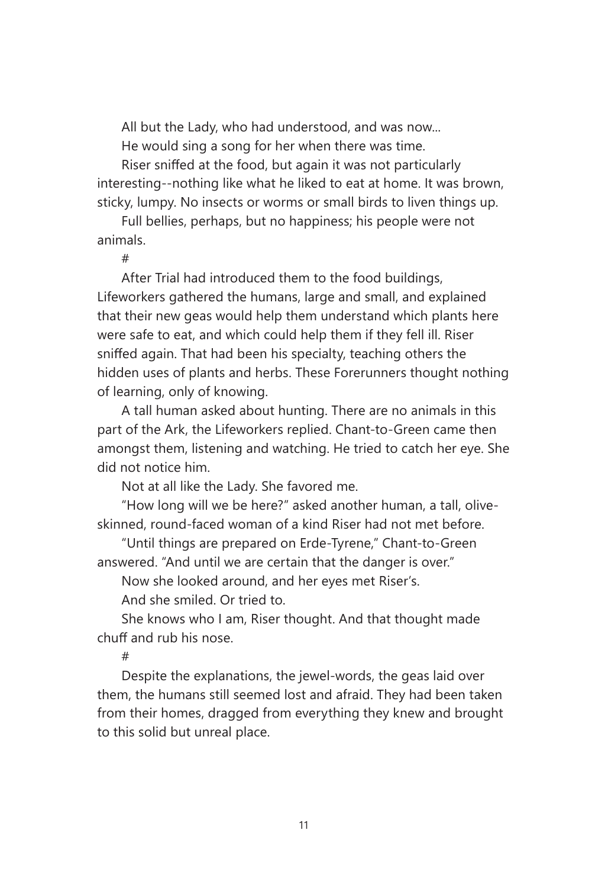All but the Lady, who had understood, and was now...

He would sing a song for her when there was time.

Riser sniffed at the food, but again it was not particularly interesting--nothing like what he liked to eat at home. It was brown, sticky, lumpy. No insects or worms or small birds to liven things up.

Full bellies, perhaps, but no happiness; his people were not animals.

#

After Trial had introduced them to the food buildings, Lifeworkers gathered the humans, large and small, and explained that their new geas would help them understand which plants here were safe to eat, and which could help them if they fell ill. Riser sniffed again. That had been his specialty, teaching others the hidden uses of plants and herbs. These Forerunners thought nothing of learning, only of knowing.

A tall human asked about hunting. There are no animals in this part of the Ark, the Lifeworkers replied. Chant-to-Green came then amongst them, listening and watching. He tried to catch her eye. She did not notice him.

Not at all like the Lady. She favored me.

"How long will we be here?" asked another human, a tall, olive-skinned, round-faced woman of a kind Riser had not met before.

"Until things are prepared on Erde-Tyrene," Chant-to-Green answered. "And until we are certain that the danger is over."

Now she looked around, and her eyes met Riser's.

And she smiled. Or tried to.

She knows who I am, Riser thought. And that thought made chuff and rub his nose.

#

Despite the explanations, the jewel-words, the geas laid over them, the humans still seemed lost and afraid. They had been taken from their homes, dragged from everything they knew and brought to this solid but unreal place.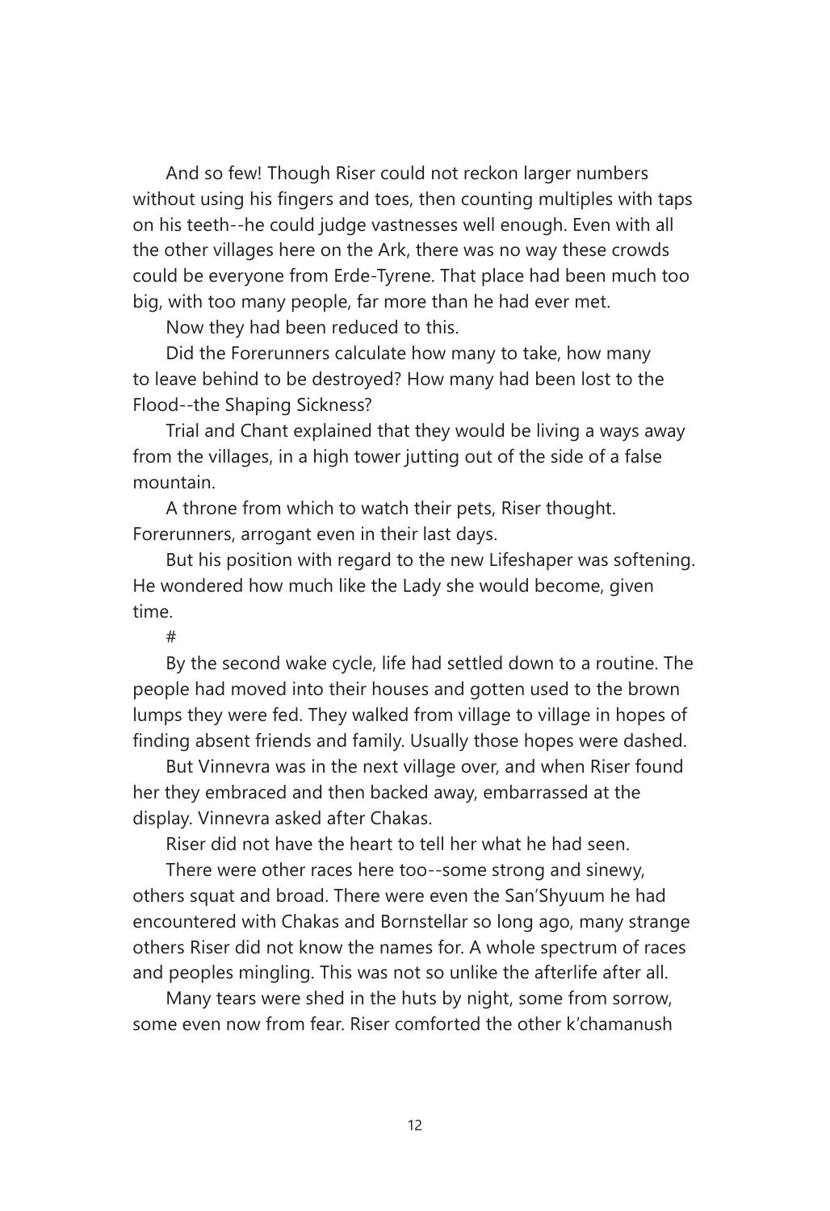And so few! Though Riser could not reckon larger numbers without using his fingers and toes, then counting multiples with taps on his teeth--he could judge vastnesses well enough. Even with all the other villages here on the Ark, there was no way these crowds could be everyone from Erde-Tyrene. That place had been much too big, with too many people, far more than he had ever met.

Now they had been reduced to this.

Did the Forerunners calculate how many to take, how many to leave behind to be destroyed? How many had been lost to the Flood--the Shaping Sickness?

Trial and Chant explained that they would be living a ways away from the villages, in a high tower jutting out of the side of a false mountain.

A throne from which to watch their pets, Riser thought. Forerunners, arrogant even in their last days.

But his position with regard to the new Lifeshaper was softening. He wondered how much like the Lady she would become, given time.

#

By the second wake cycle, life had settled down to a routine. The people had moved into their houses and gotten used to the brown lumps they were fed. They walked from village to village in hopes of finding absent friends and family. Usually those hopes were dashed.

But Vinnevra was in the next village over, and when Riser found her they embraced and then backed away, embarrassed at the display. Vinnevra asked after Chakas.

Riser did not have the heart to tell her what he had seen.

There were other races here too--some strong and sinewy, others squat and broad. There were even the San'Shyuum he had encountered with Chakas and Bornstellar so long ago, many strange others Riser did not know the names for. A whole spectrum of races and peoples mingling. This was not so unlike the afterlife after all.

Many tears were shed in the huts by night, some from sorrow, some even now from fear. Riser comforted the other k'chamanush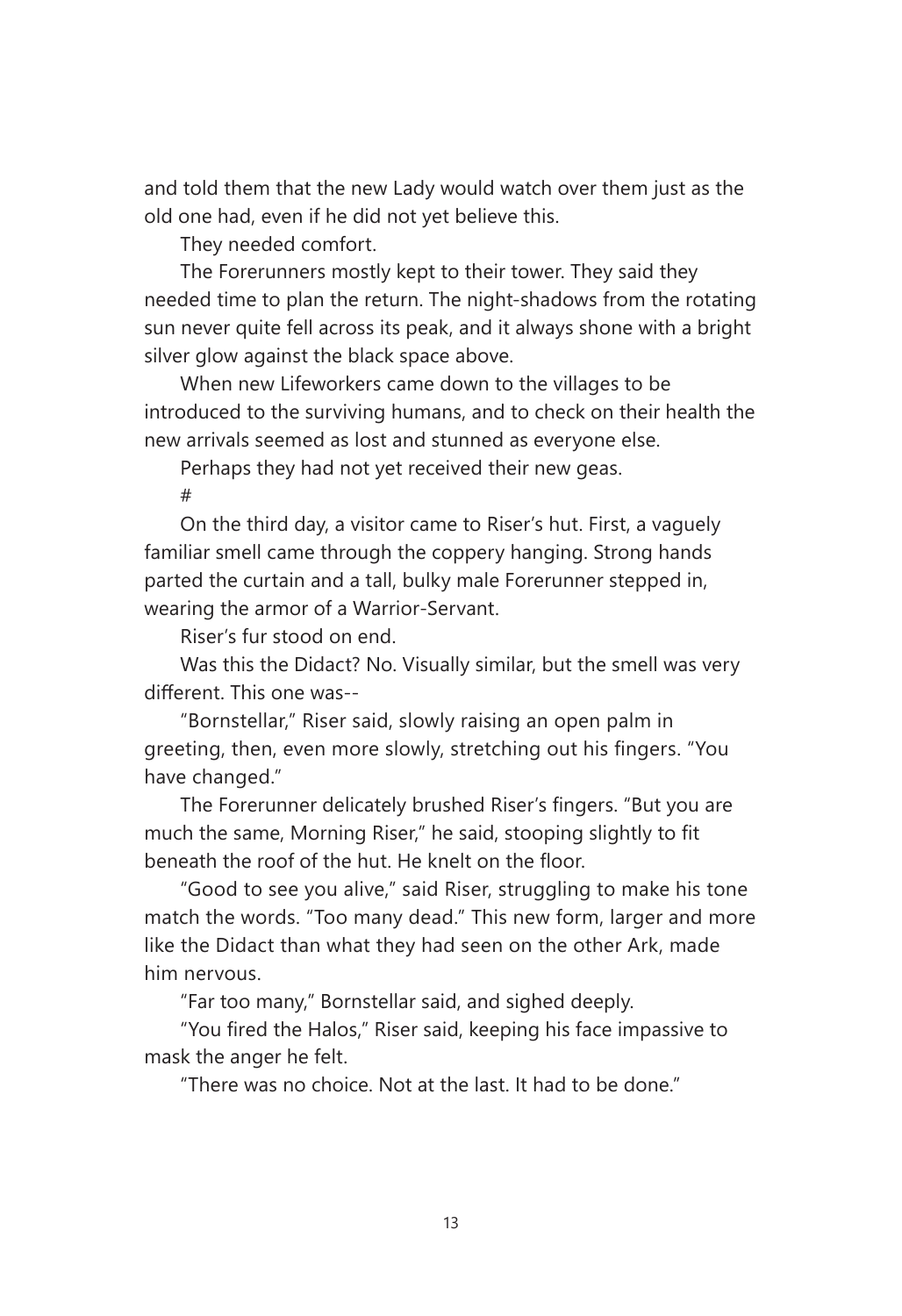and told them that the new Lady would watch over them just as the old one had, even if he did not yet believe this.

They needed comfort.

The Forerunners mostly kept to their tower. They said they needed time to plan the return. The night-shadows from the rotating sun never quite fell across its peak, and it always shone with a bright silver glow against the black space above.

When new Lifeworkers came down to the villages to be introduced to the surviving humans, and to check on their health the new arrivals seemed as lost and stunned as everyone else.

Perhaps they had not yet received their new geas.

#

On the third day, a visitor came to Riser's hut. First, a vaguely familiar smell came through the coppery hanging. Strong hands parted the curtain and a tall, bulky male Forerunner stepped in, wearing the armor of a Warrior-Servant.

Riser's fur stood on end.

Was this the Didact? No. Visually similar, but the smell was very different. This one was--

"Bornstellar," Riser said, slowly raising an open palm in greeting, then, even more slowly, stretching out his fingers. "You have changed."

The Forerunner delicately brushed Riser's fingers. "But you are much the same, Morning Riser," he said, stooping slightly to fit beneath the roof of the hut. He knelt on the floor.

"Good to see you alive," said Riser, struggling to make his tone match the words. "Too many dead." This new form, larger and more like the Didact than what they had seen on the other Ark, made him nervous.

"Far too many," Bornstellar said, and sighed deeply.

"You fired the Halos," Riser said, keeping his face impassive to mask the anger he felt.

"There was no choice. Not at the last. It had to be done."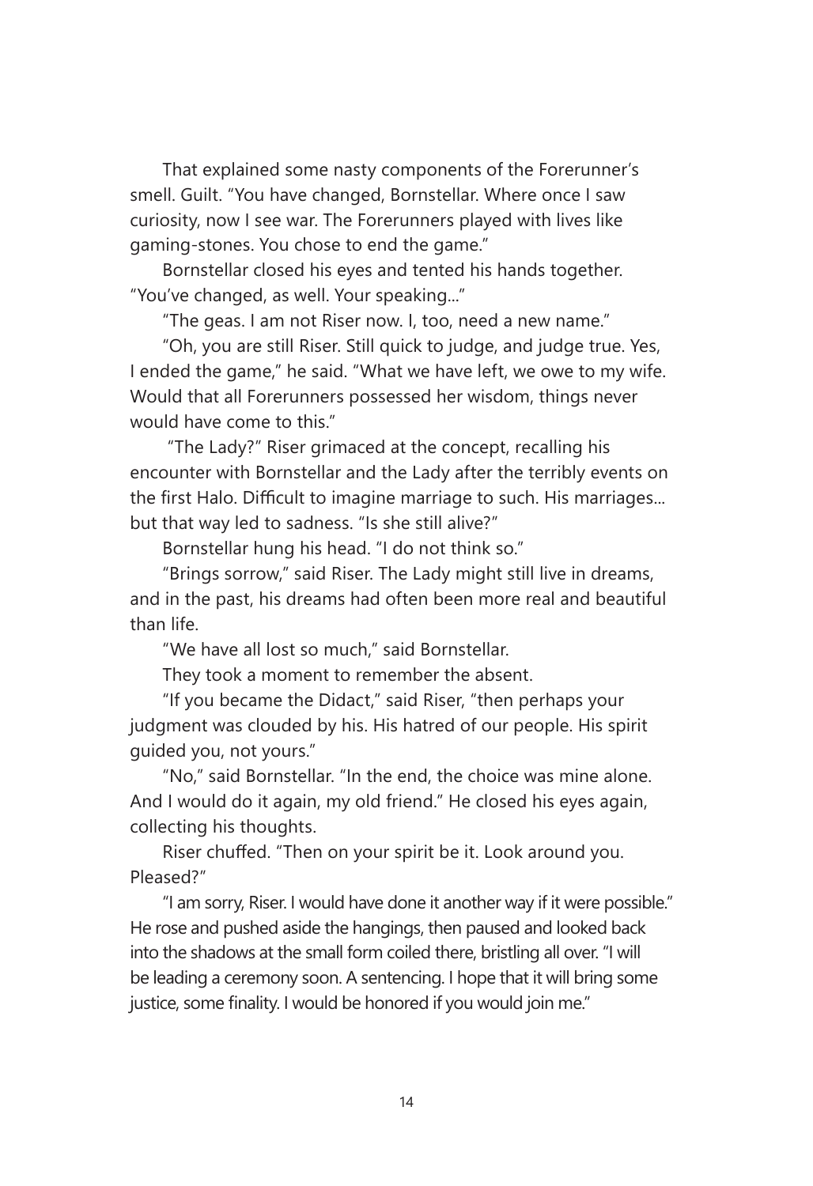That explained some nasty components of the Forerunner's smell. Guilt. "You have changed, Bornstellar. Where once I saw curiosity, now I see war. The Forerunners played with lives like gaming-stones. You chose to end the game."

Bornstellar closed his eyes and tented his hands together. "You've changed, as well. Your speaking..."

"The geas. I am not Riser now. I, too, need a new name."

"Oh, you are still Riser. Still quick to judge, and judge true. Yes, I ended the game," he said. "What we have left, we owe to my wife. Would that all Forerunners possessed her wisdom, things never would have come to this."

"The Lady?" Riser grimaced at the concept, recalling his encounter with Bornstellar and the Lady after the terribly events on the first Halo. Difficult to imagine marriage to such. His marriages... but that way led to sadness. "Is she still alive?"

Bornstellar hung his head. "I do not think so."

"Brings sorrow," said Riser. The Lady might still live in dreams, and in the past, his dreams had often been more real and beautiful than life.

"We have all lost so much," said Bornstellar.

They took a moment to remember the absent.

"If you became the Didact," said Riser, "then perhaps your judgment was clouded by his. His hatred of our people. His spirit guided you, not yours."

"No," said Bornstellar. "In the end, the choice was mine alone. And I would do it again, my old friend." He closed his eyes again, collecting his thoughts.

Riser chuffed. "Then on your spirit be it. Look around you. Pleased?"

"I am sorry, Riser. I would have done it another way if it were possible." He rose and pushed aside the hangings, then paused and looked back into the shadows at the small form coiled there, bristling all over. "I will be leading a ceremony soon. A sentencing. I hope that it will bring some justice, some finality. I would be honored if you would join me."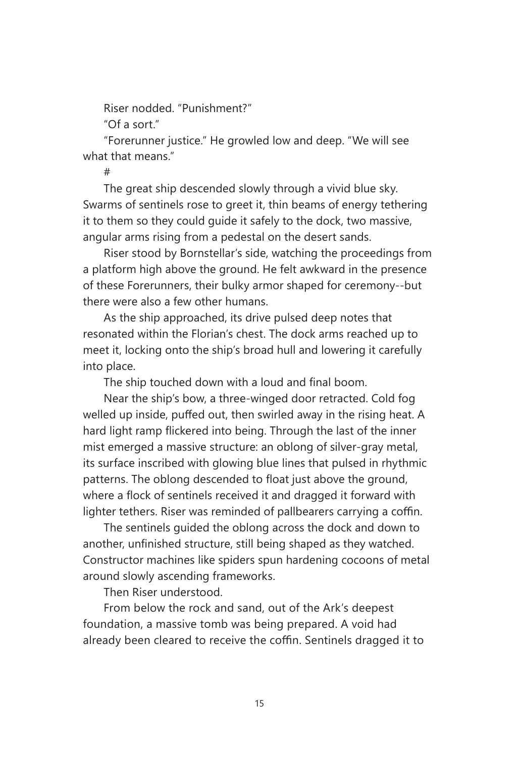Riser nodded. “Punishment?”

“Of a sort.”

“Forerunner justice.” He growled low and deep. “We will see what that means.”

#

The great ship descended slowly through a vivid blue sky. Swarms of sentinels rose to greet it, thin beams of energy tethering it to them so they could guide it safely to the dock, two massive, angular arms rising from a pedestal on the desert sands.

Riser stood by Bornstellar’s side, watching the proceedings from a platform high above the ground. He felt awkward in the presence of these Forerunners, their bulky armor shaped for ceremony--but there were also a few other humans.

As the ship approached, its drive pulsed deep notes that resonated within the Florian’s chest. The dock arms reached up to meet it, locking onto the ship’s broad hull and lowering it carefully into place.

The ship touched down with a loud and final boom.

Near the ship’s bow, a three-winged door retracted. Cold fog welled up inside, puffed out, then swirled away in the rising heat. A hard light ramp flickered into being. Through the last of the inner mist emerged a massive structure: an oblong of silver-gray metal, its surface inscribed with glowing blue lines that pulsed in rhythmic patterns. The oblong descended to float just above the ground, where a flock of sentinels received it and dragged it forward with lighter tethers. Riser was reminded of pallbearers carrying a coffin.

The sentinels guided the oblong across the dock and down to another, unfinished structure, still being shaped as they watched. Constructor machines like spiders spun hardening cocoons of metal around slowly ascending frameworks.

Then Riser understood.

From below the rock and sand, out of the Ark’s deepest foundation, a massive tomb was being prepared. A void had already been cleared to receive the coffin. Sentinels dragged it to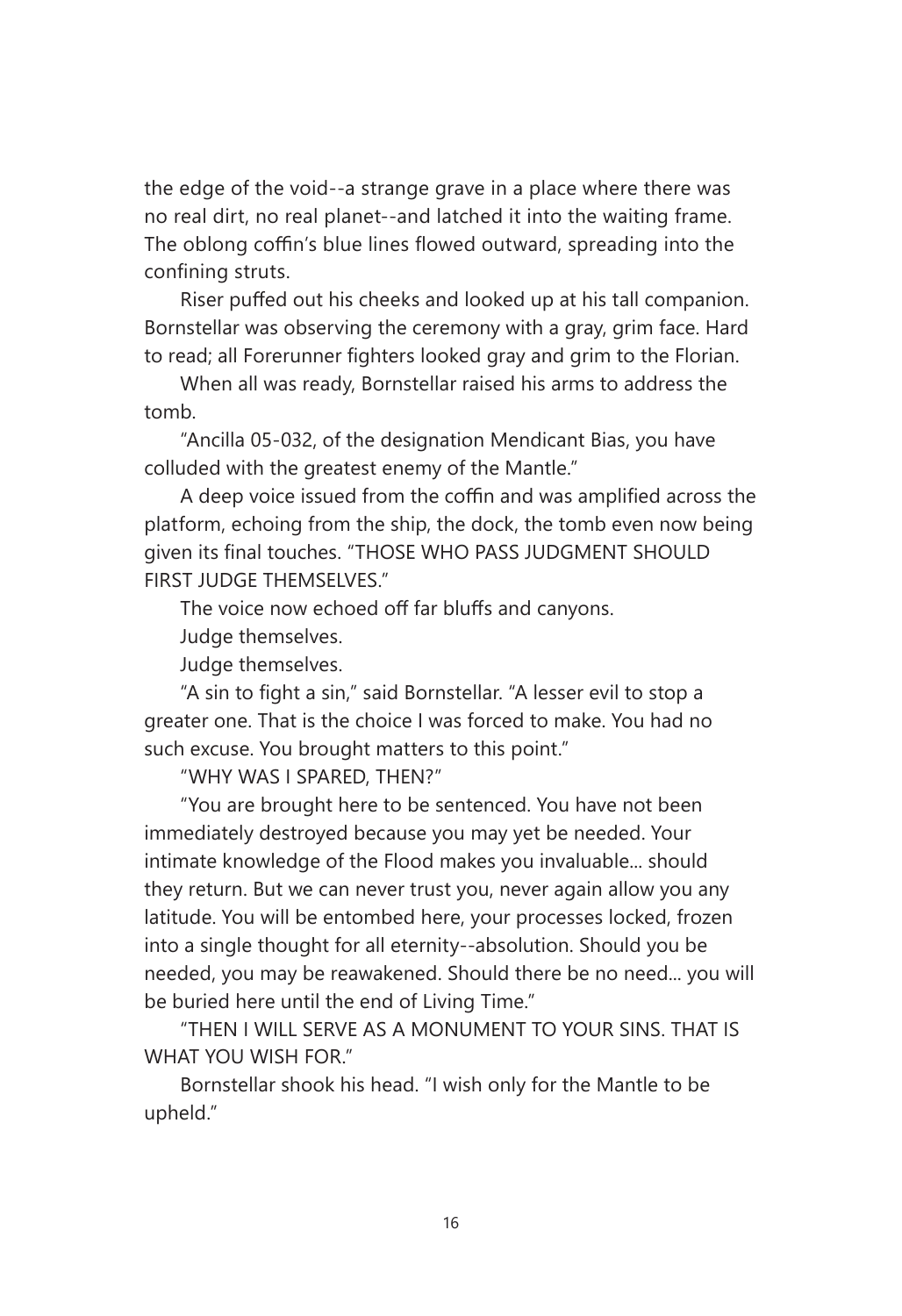the edge of the void--a strange grave in a place where there was no real dirt, no real planet--and latched it into the waiting frame. The oblong coffin's blue lines flowed outward, spreading into the confining struts.

Riser puffed out his cheeks and looked up at his tall companion. Bornstellar was observing the ceremony with a gray, grim face. Hard to read; all Forerunner fighters looked gray and grim to the Florian.

When all was ready, Bornstellar raised his arms to address the tomb.

"Ancilla 05-032, of the designation Mendicant Bias, you have colluded with the greatest enemy of the Mantle."

A deep voice issued from the coffin and was amplified across the platform, echoing from the ship, the dock, the tomb even now being given its final touches. "THOSE WHO PASS JUDGMENT SHOULD FIRST JUDGE THEMSELVES."

The voice now echoed off far bluffs and canyons.

Judge themselves.

Judge themselves.

"A sin to fight a sin," said Bornstellar. "A lesser evil to stop a greater one. That is the choice I was forced to make. You had no such excuse. You brought matters to this point."

"WHY WAS I SPARED, THEN?"

"You are brought here to be sentenced. You have not been immediately destroyed because you may yet be needed. Your intimate knowledge of the Flood makes you invaluable... should they return. But we can never trust you, never again allow you any latitude. You will be entombed here, your processes locked, frozen into a single thought for all eternity--absolution. Should you be needed, you may be reawakened. Should there be no need... you will be buried here until the end of Living Time."

"THEN I WILL SERVE AS A MONUMENT TO YOUR SINS. THAT IS WHAT YOU WISH FOR."

Bornstellar shook his head. "I wish only for the Mantle to be upheld."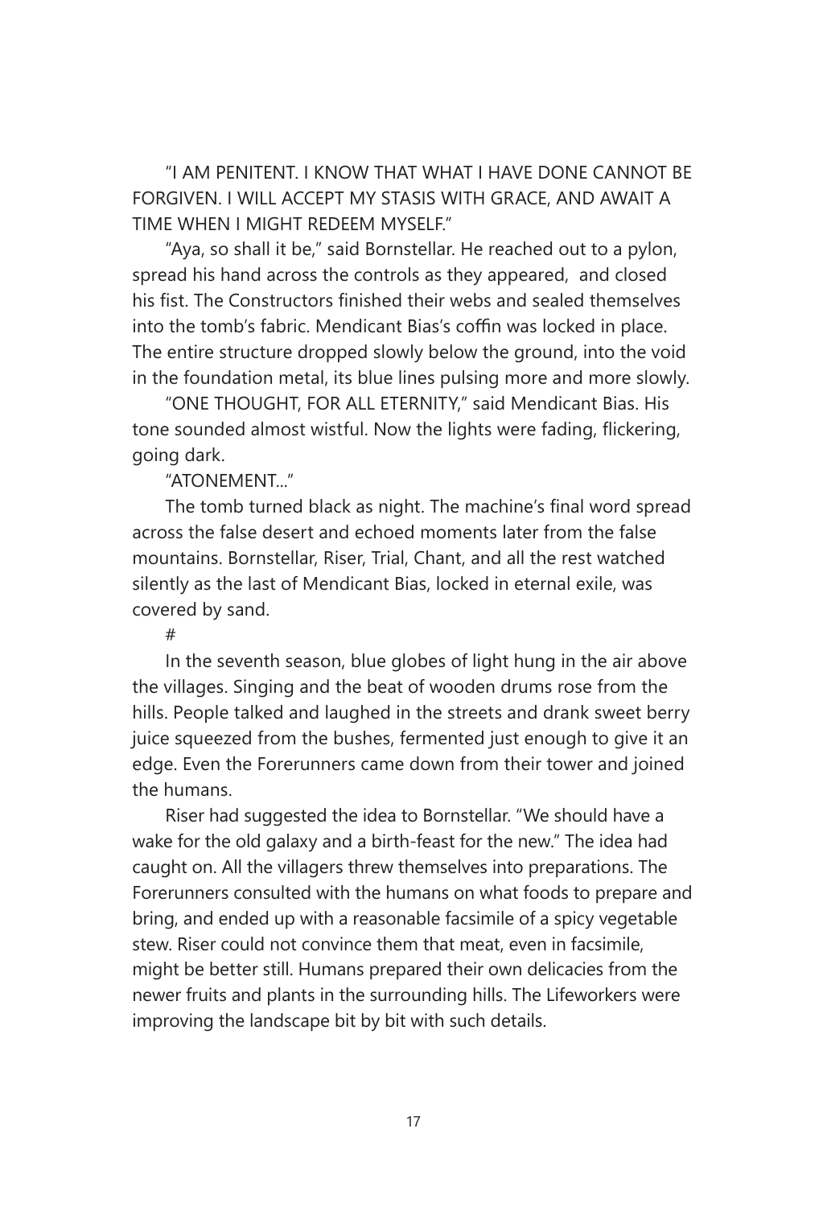"I AM PENITENT. I KNOW THAT WHAT I HAVE DONE CANNOT BE FORGIVEN. I WILL ACCEPT MY STASIS WITH GRACE, AND AWAIT A TIME WHEN I MIGHT REDEEM MYSELF."

"Aya, so shall it be," said Bornstellar. He reached out to a pylon, spread his hand across the controls as they appeared, and closed his fist. The Constructors finished their webs and sealed themselves into the tomb's fabric. Mendicant Bias's coffin was locked in place. The entire structure dropped slowly below the ground, into the void in the foundation metal, its blue lines pulsing more and more slowly.

"ONE THOUGHT, FOR ALL ETERNITY," said Mendicant Bias. His tone sounded almost wistful. Now the lights were fading, flickering, going dark.

"ATONEMENT..."

The tomb turned black as night. The machine's final word spread across the false desert and echoed moments later from the false mountains. Bornstellar, Riser, Trial, Chant, and all the rest watched silently as the last of Mendicant Bias, locked in eternal exile, was covered by sand.

#

In the seventh season, blue globes of light hung in the air above the villages. Singing and the beat of wooden drums rose from the hills. People talked and laughed in the streets and drank sweet berry juice squeezed from the bushes, fermented just enough to give it an edge. Even the Forerunners came down from their tower and joined the humans.

Riser had suggested the idea to Bornstellar. "We should have a wake for the old galaxy and a birth-feast for the new." The idea had caught on. All the villagers threw themselves into preparations. The Forerunners consulted with the humans on what foods to prepare and bring, and ended up with a reasonable facsimile of a spicy vegetable stew. Riser could not convince them that meat, even in facsimile, might be better still. Humans prepared their own delicacies from the newer fruits and plants in the surrounding hills. The Lifeworkers were improving the landscape bit by bit with such details.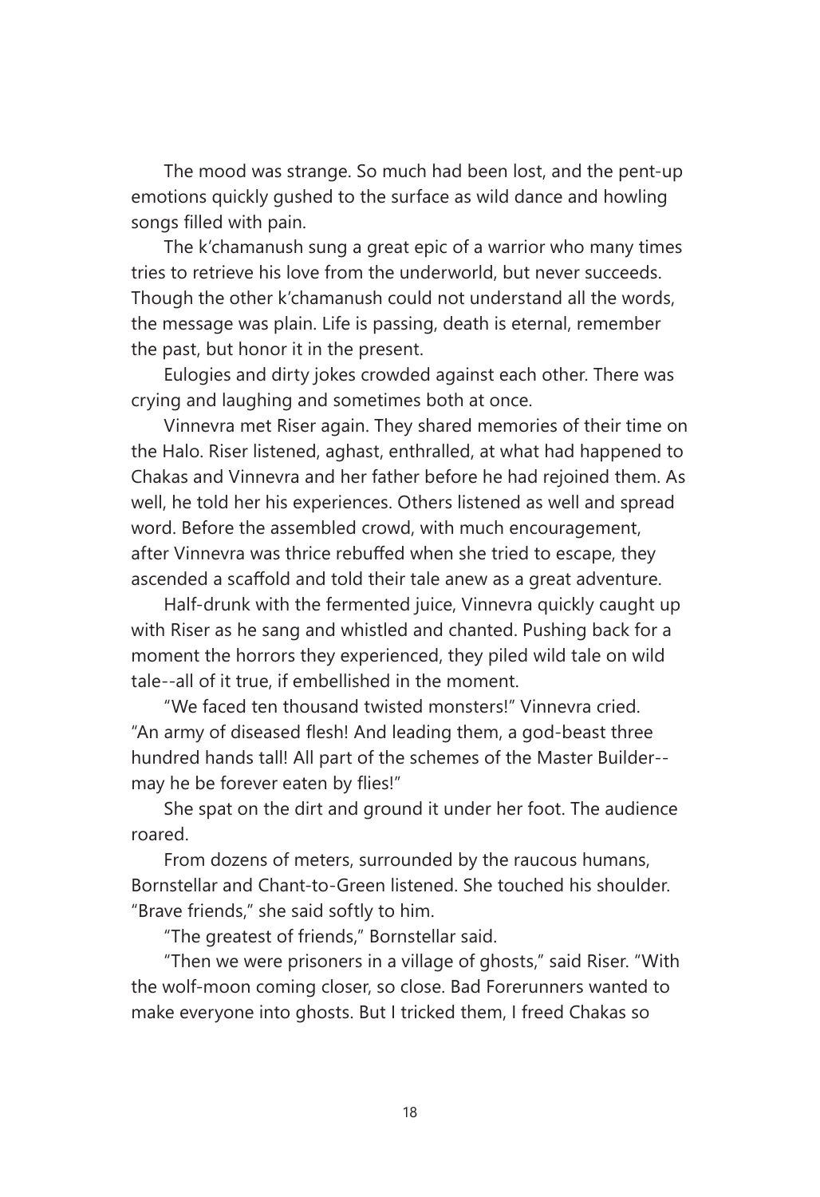The mood was strange. So much had been lost, and the pent-up emotions quickly gushed to the surface as wild dance and howling songs filled with pain.

The k'chamanush sung a great epic of a warrior who many times tries to retrieve his love from the underworld, but never succeeds. Though the other k'chamanush could not understand all the words, the message was plain. Life is passing, death is eternal, remember the past, but honor it in the present.

Eulogies and dirty jokes crowded against each other. There was crying and laughing and sometimes both at once.

Vinnevra met Riser again. They shared memories of their time on the Halo. Riser listened, aghast, enthralled, at what had happened to Chakas and Vinnevra and her father before he had rejoined them. As well, he told her his experiences. Others listened as well and spread word. Before the assembled crowd, with much encouragement, after Vinnevra was thrice rebuffed when she tried to escape, they ascended a scaffold and told their tale anew as a great adventure.

Half-drunk with the fermented juice, Vinnevra quickly caught up with Riser as he sang and whistled and chanted. Pushing back for a moment the horrors they experienced, they piled wild tale on wild tale--all of it true, if embellished in the moment.

"We faced ten thousand twisted monsters!" Vinnevra cried. "An army of diseased flesh! And leading them, a god-beast three hundred hands tall! All part of the schemes of the Master Builder--may he be forever eaten by flies!"

She spat on the dirt and ground it under her foot. The audience roared.

From dozens of meters, surrounded by the raucous humans, Bornstellar and Chant-to-Green listened. She touched his shoulder. "Brave friends," she said softly to him.

"The greatest of friends," Bornstellar said.

"Then we were prisoners in a village of ghosts," said Riser. "With the wolf-moon coming closer, so close. Bad Forerunners wanted to make everyone into ghosts. But I tricked them, I freed Chakas so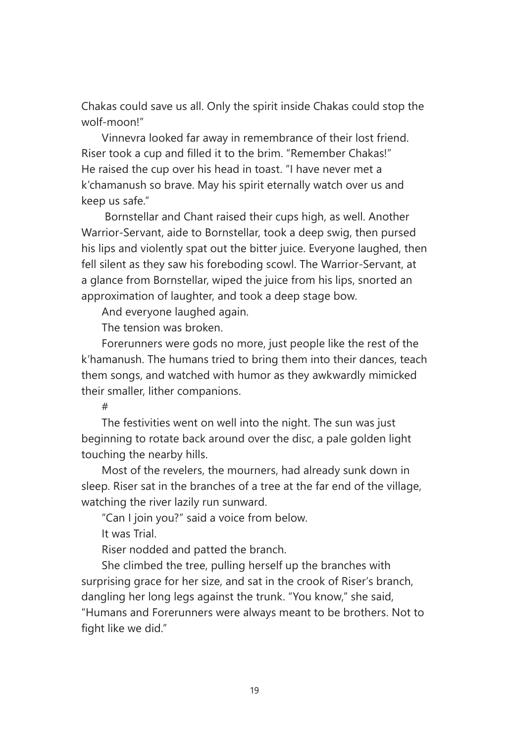Chakas could save us all. Only the spirit inside Chakas could stop the wolf-moon!"

Vinnevra looked far away in remembrance of their lost friend. Riser took a cup and filled it to the brim. "Remember Chakas!" He raised the cup over his head in toast. "I have never met a k'chamanush so brave. May his spirit eternally watch over us and keep us safe."

Bornstellar and Chant raised their cups high, as well. Another Warrior-Servant, aide to Bornstellar, took a deep swig, then pursed his lips and violently spat out the bitter juice. Everyone laughed, then fell silent as they saw his foreboding scowl. The Warrior-Servant, at a glance from Bornstellar, wiped the juice from his lips, snorted an approximation of laughter, and took a deep stage bow.

And everyone laughed again.

The tension was broken.

Forerunners were gods no more, just people like the rest of the k'hamanush. The humans tried to bring them into their dances, teach them songs, and watched with humor as they awkwardly mimicked their smaller, lither companions.

#

The festivities went on well into the night. The sun was just beginning to rotate back around over the disc, a pale golden light touching the nearby hills.

Most of the revelers, the mourners, had already sunk down in sleep. Riser sat in the branches of a tree at the far end of the village, watching the river lazily run sunward.

"Can I join you?" said a voice from below.

It was Trial.

Riser nodded and patted the branch.

She climbed the tree, pulling herself up the branches with surprising grace for her size, and sat in the crook of Riser's branch, dangling her long legs against the trunk. "You know," she said, "Humans and Forerunners were always meant to be brothers. Not to fight like we did."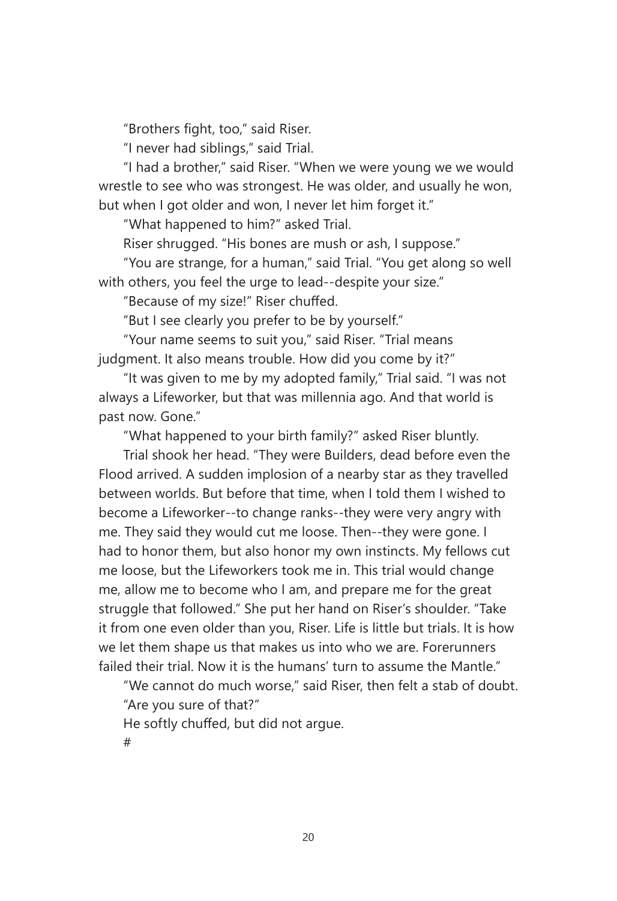"Brothers fight, too," said Riser.

"I never had siblings," said Trial.

"I had a brother," said Riser. "When we were young we we would wrestle to see who was strongest. He was older, and usually he won, but when I got older and won, I never let him forget it."

"What happened to him?" asked Trial.

Riser shrugged. "His bones are mush or ash, I suppose."

"You are strange, for a human," said Trial. "You get along so well with others, you feel the urge to lead--despite your size."

"Because of my size!" Riser chuffed.

"But I see clearly you prefer to be by yourself."

"Your name seems to suit you," said Riser. "Trial means judgment. It also means trouble. How did you come by it?"

"It was given to me by my adopted family," Trial said. "I was not always a Lifeworker, but that was millennia ago. And that world is past now. Gone."

"What happened to your birth family?" asked Riser bluntly.

Trial shook her head. "They were Builders, dead before even the Flood arrived. A sudden implosion of a nearby star as they travelled between worlds. But before that time, when I told them I wished to become a Lifeworker--to change ranks--they were very angry with me. They said they would cut me loose. Then--they were gone. I had to honor them, but also honor my own instincts. My fellows cut me loose, but the Lifeworkers took me in. This trial would change me, allow me to become who I am, and prepare me for the great struggle that followed." She put her hand on Riser's shoulder. "Take it from one even older than you, Riser. Life is little but trials. It is how we let them shape us that makes us into who we are. Forerunners failed their trial. Now it is the humans' turn to assume the Mantle."

"We cannot do much worse," said Riser, then felt a stab of doubt.

"Are you sure of that?"

He softly chuffed, but did not argue.

#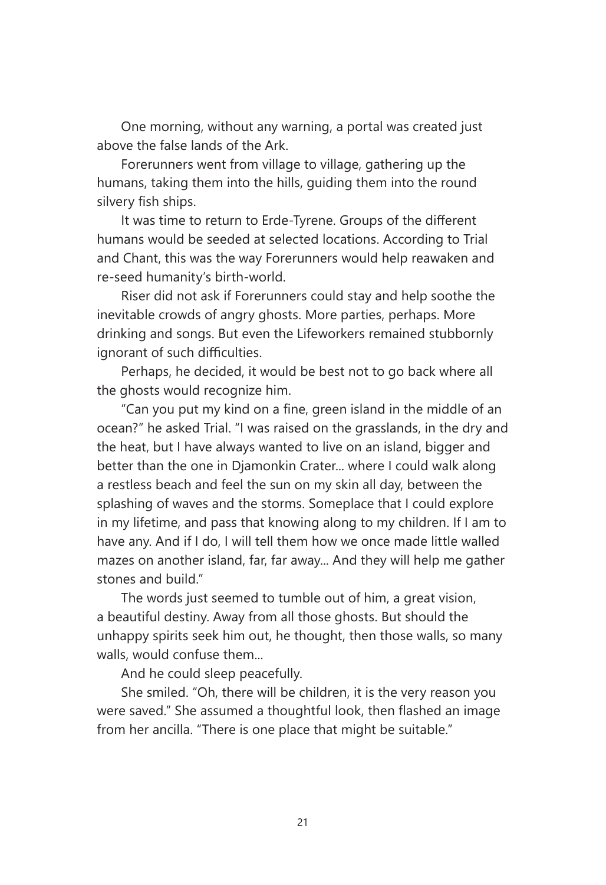One morning, without any warning, a portal was created just above the false lands of the Ark.

Forerunners went from village to village, gathering up the humans, taking them into the hills, guiding them into the round silvery fish ships.

It was time to return to Erde-Tyrene. Groups of the different humans would be seeded at selected locations. According to Trial and Chant, this was the way Forerunners would help reawaken and re-seed humanity's birth-world.

Riser did not ask if Forerunners could stay and help soothe the inevitable crowds of angry ghosts. More parties, perhaps. More drinking and songs. But even the Lifeworkers remained stubbornly ignorant of such difficulties.

Perhaps, he decided, it would be best not to go back where all the ghosts would recognize him.

"Can you put my kind on a fine, green island in the middle of an ocean?" he asked Trial. "I was raised on the grasslands, in the dry and the heat, but I have always wanted to live on an island, bigger and better than the one in Djamonkin Crater... where I could walk along a restless beach and feel the sun on my skin all day, between the splashing of waves and the storms. Someplace that I could explore in my lifetime, and pass that knowing along to my children. If I am to have any. And if I do, I will tell them how we once made little walled mazes on another island, far, far away... And they will help me gather stones and build."

The words just seemed to tumble out of him, a great vision, a beautiful destiny. Away from all those ghosts. But should the unhappy spirits seek him out, he thought, then those walls, so many walls, would confuse them...

And he could sleep peacefully.

She smiled. "Oh, there will be children, it is the very reason you were saved." She assumed a thoughtful look, then flashed an image from her ancilla. "There is one place that might be suitable."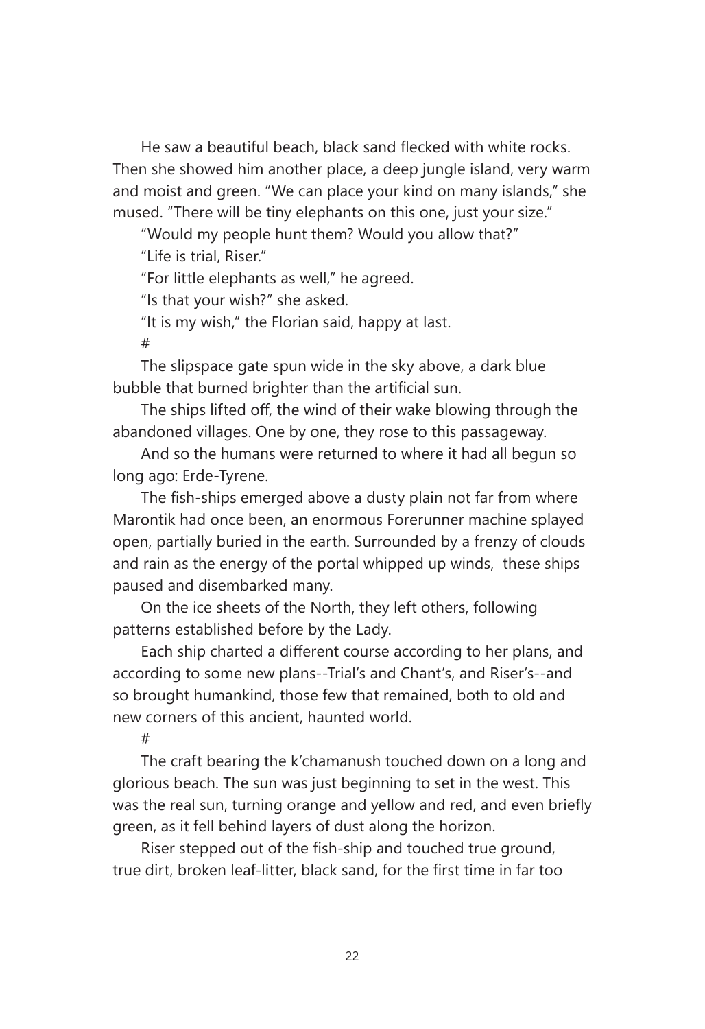He saw a beautiful beach, black sand flecked with white rocks. Then she showed him another place, a deep jungle island, very warm and moist and green. "We can place your kind on many islands," she mused. "There will be tiny elephants on this one, just your size."

"Would my people hunt them? Would you allow that?"

"Life is trial, Riser."

"For little elephants as well," he agreed.

"Is that your wish?" she asked.

"It is my wish," the Florian said, happy at last.

#

The slipspace gate spun wide in the sky above, a dark blue bubble that burned brighter than the artificial sun.

The ships lifted off, the wind of their wake blowing through the abandoned villages. One by one, they rose to this passageway.

And so the humans were returned to where it had all begun so long ago: Erde-Tyrene.

The fish-ships emerged above a dusty plain not far from where Marontik had once been, an enormous Forerunner machine splayed open, partially buried in the earth. Surrounded by a frenzy of clouds and rain as the energy of the portal whipped up winds, these ships paused and disembarked many.

On the ice sheets of the North, they left others, following patterns established before by the Lady.

Each ship charted a different course according to her plans, and according to some new plans--Trial's and Chant's, and Riser's--and so brought humankind, those few that remained, both to old and new corners of this ancient, haunted world.

#

The craft bearing the k'chamanush touched down on a long and glorious beach. The sun was just beginning to set in the west. This was the real sun, turning orange and yellow and red, and even briefly green, as it fell behind layers of dust along the horizon.

Riser stepped out of the fish-ship and touched true ground, true dirt, broken leaf-litter, black sand, for the first time in far too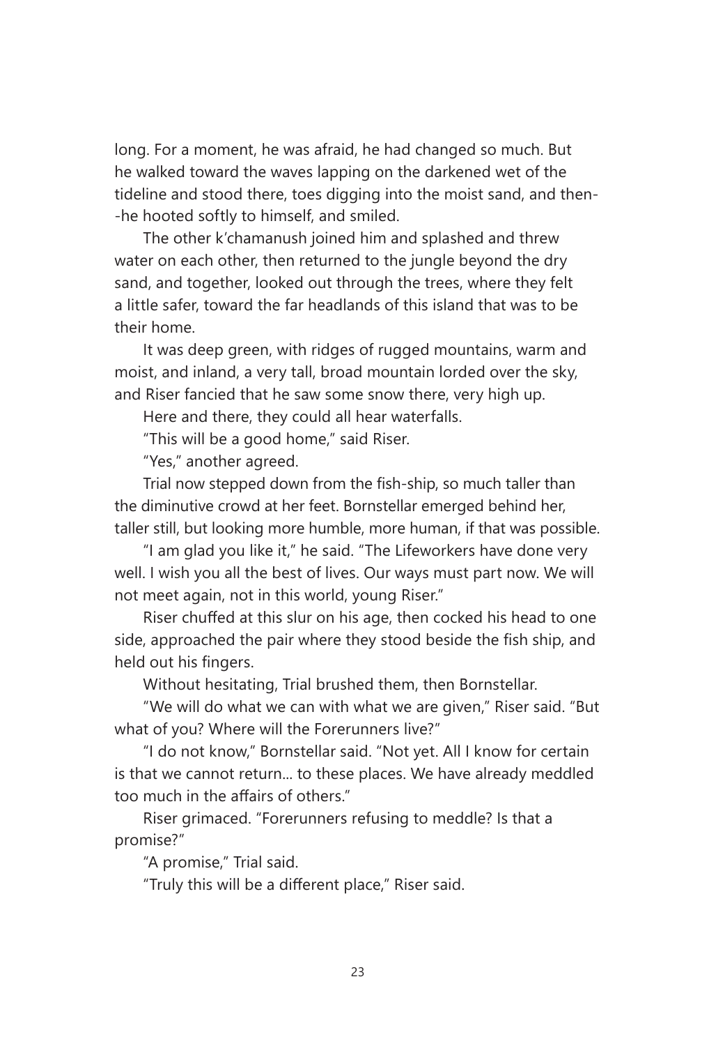long. For a moment, he was afraid, he had changed so much. But he walked toward the waves lapping on the darkened wet of the tideline and stood there, toes digging into the moist sand, and then--he hooted softly to himself, and smiled.

The other k'chamanush joined him and splashed and threw water on each other, then returned to the jungle beyond the dry sand, and together, looked out through the trees, where they felt a little safer, toward the far headlands of this island that was to be their home.

It was deep green, with ridges of rugged mountains, warm and moist, and inland, a very tall, broad mountain lorded over the sky, and Riser fancied that he saw some snow there, very high up.

Here and there, they could all hear waterfalls.

"This will be a good home," said Riser.

"Yes," another agreed.

Trial now stepped down from the fish-ship, so much taller than the diminutive crowd at her feet. Bornstellar emerged behind her, taller still, but looking more humble, more human, if that was possible.

"I am glad you like it," he said. "The Lifeworkers have done very well. I wish you all the best of lives. Our ways must part now. We will not meet again, not in this world, young Riser."

Riser chuffed at this slur on his age, then cocked his head to one side, approached the pair where they stood beside the fish ship, and held out his fingers.

Without hesitating, Trial brushed them, then Bornstellar.

"We will do what we can with what we are given," Riser said. "But what of you? Where will the Forerunners live?"

"I do not know," Bornstellar said. "Not yet. All I know for certain is that we cannot return... to these places. We have already meddled too much in the affairs of others."

Riser grimaced. "Forerunners refusing to meddle? Is that a promise?"

"A promise," Trial said.

"Truly this will be a different place," Riser said.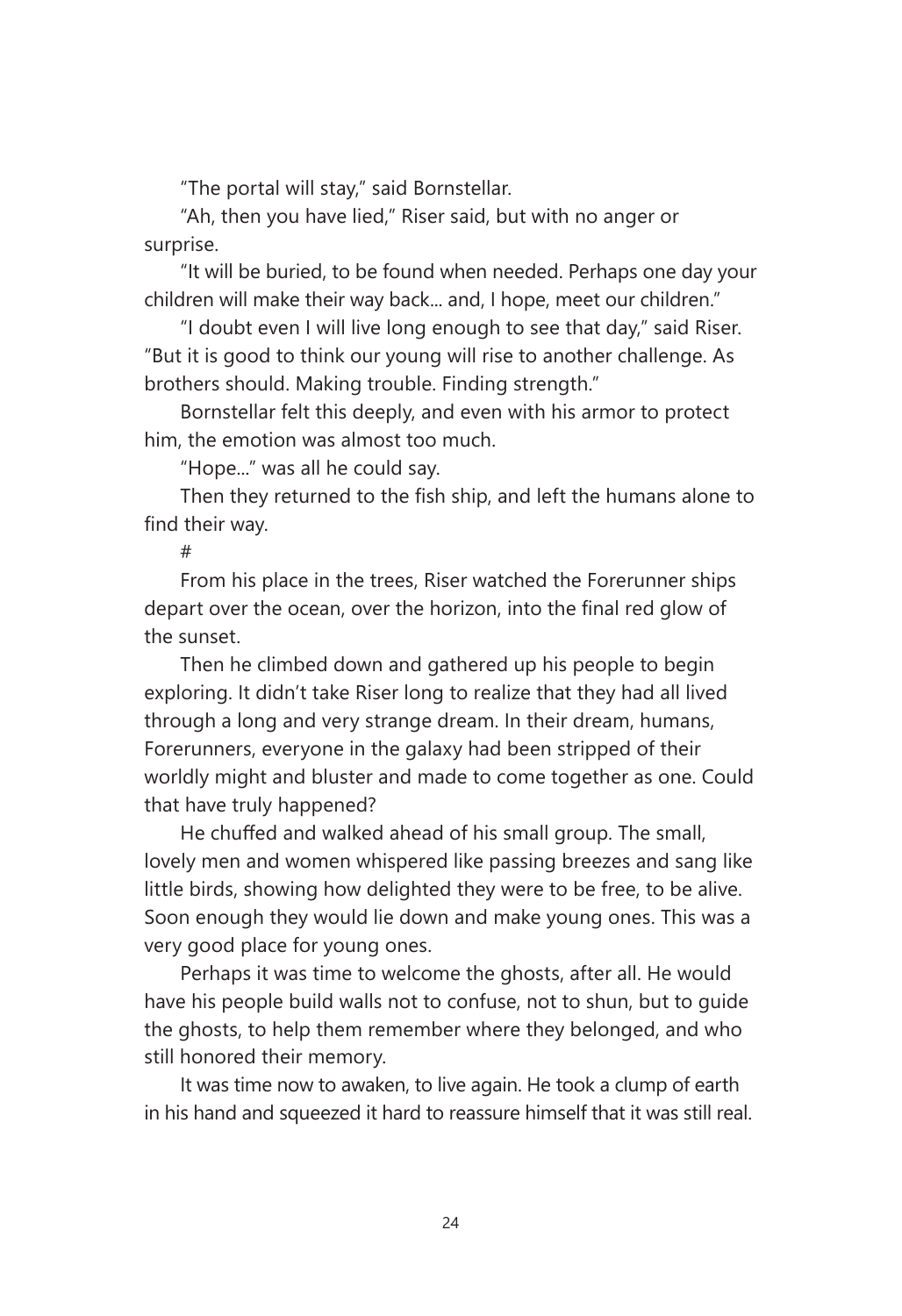"The portal will stay," said Bornstellar.

"Ah, then you have lied," Riser said, but with no anger or surprise.

"It will be buried, to be found when needed. Perhaps one day your children will make their way back... and, I hope, meet our children."

"I doubt even I will live long enough to see that day," said Riser. "But it is good to think our young will rise to another challenge. As brothers should. Making trouble. Finding strength."

Bornstellar felt this deeply, and even with his armor to protect him, the emotion was almost too much.

"Hope..." was all he could say.

Then they returned to the fish ship, and left the humans alone to find their way.

#

From his place in the trees, Riser watched the Forerunner ships depart over the ocean, over the horizon, into the final red glow of the sunset.

Then he climbed down and gathered up his people to begin exploring. It didn't take Riser long to realize that they had all lived through a long and very strange dream. In their dream, humans, Forerunners, everyone in the galaxy had been stripped of their worldly might and bluster and made to come together as one. Could that have truly happened?

He chuffed and walked ahead of his small group. The small, lovely men and women whispered like passing breezes and sang like little birds, showing how delighted they were to be free, to be alive. Soon enough they would lie down and make young ones. This was a very good place for young ones.

Perhaps it was time to welcome the ghosts, after all. He would have his people build walls not to confuse, not to shun, but to guide the ghosts, to help them remember where they belonged, and who still honored their memory.

It was time now to awaken, to live again. He took a clump of earth in his hand and squeezed it hard to reassure himself that it was still real.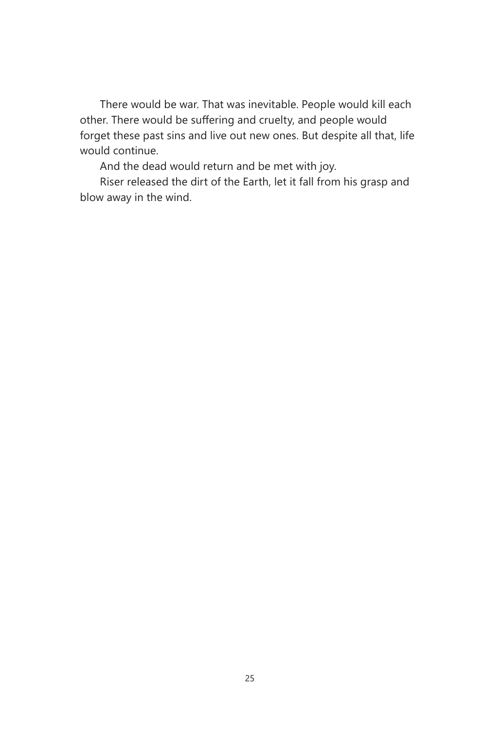There would be war. That was inevitable. People would kill each other. There would be suffering and cruelty, and people would forget these past sins and live out new ones. But despite all that, life would continue.

And the dead would return and be met with joy.

Riser released the dirt of the Earth, let it fall from his grasp and blow away in the wind.